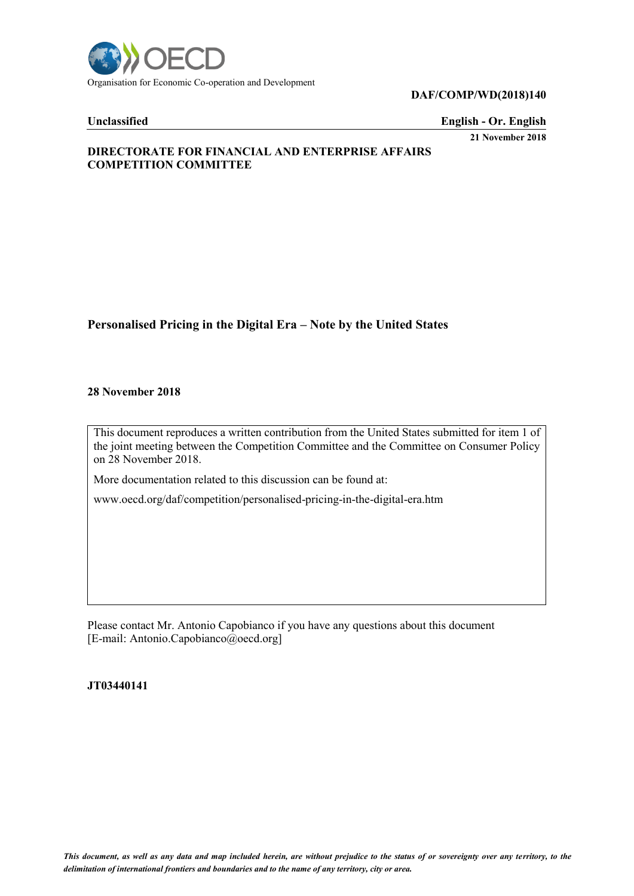Organisation for Economic Co-operation and Development

**DAF/COMP/WD(2018)140**

**Unclassified** **English - Or. English**

**21 November 2018**

**DIRECTORATE FOR FINANCIAL AND ENTERPRISE AFFAIRS**
**COMPETITION COMMITTEE**

# Personalised Pricing in the Digital Era – Note by the United States

**28 November 2018**

This document reproduces a written contribution from the United States submitted for item 1 of the joint meeting between the Competition Committee and the Committee on Consumer Policy on 28 November 2018.

More documentation related to this discussion can be found at:

www.oecd.org/daf/competition/personalised-pricing-in-the-digital-era.htm

Please contact Mr. Antonio Capobianco if you have any questions about this document [E-mail: Antonio.Capobianco@oecd.org]

**JT03440141**

*This document, as well as any data and map included herein, are without prejudice to the status of or sovereignty over any territory, to the delimitation of international frontiers and boundaries and to the name of any territory, city or area.*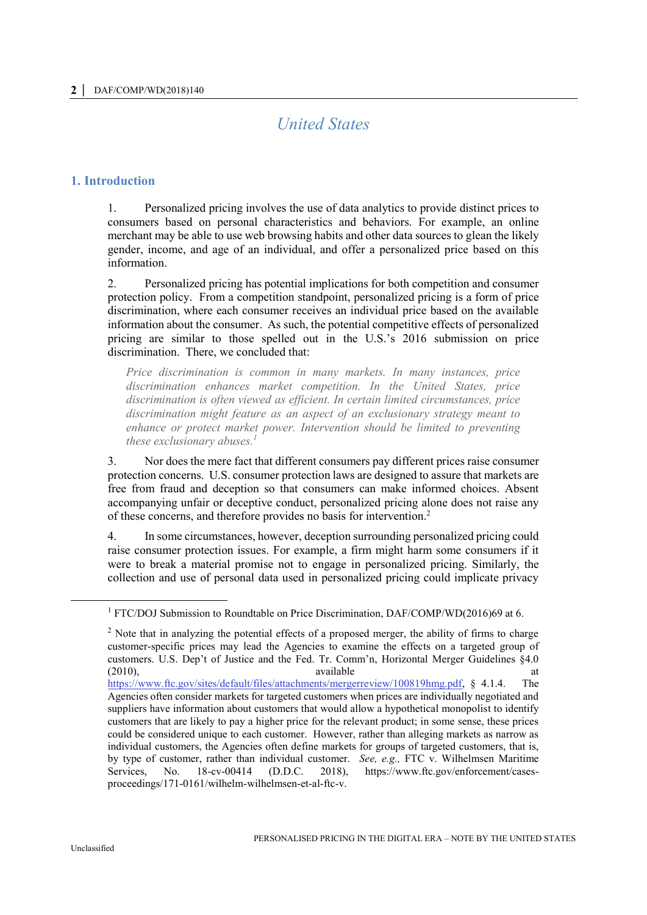# United States

## 1. Introduction

1. Personalized pricing involves the use of data analytics to provide distinct prices to consumers based on personal characteristics and behaviors. For example, an online merchant may be able to use web browsing habits and other data sources to glean the likely gender, income, and age of an individual, and offer a personalized price based on this information.

2. Personalized pricing has potential implications for both competition and consumer protection policy. From a competition standpoint, personalized pricing is a form of price discrimination, where each consumer receives an individual price based on the available information about the consumer. As such, the potential competitive effects of personalized pricing are similar to those spelled out in the U.S.'s 2016 submission on price discrimination. There, we concluded that:

> *Price discrimination is common in many markets. In many instances, price discrimination enhances market competition. In the United States, price discrimination is often viewed as efficient. In certain limited circumstances, price discrimination might feature as an aspect of an exclusionary strategy meant to enhance or protect market power. Intervention should be limited to preventing these exclusionary abuses.*[1]

3. Nor does the mere fact that different consumers pay different prices raise consumer protection concerns. U.S. consumer protection laws are designed to assure that markets are free from fraud and deception so that consumers can make informed choices. Absent accompanying unfair or deceptive conduct, personalized pricing alone does not raise any of these concerns, and therefore provides no basis for intervention.[2]

4. In some circumstances, however, deception surrounding personalized pricing could raise consumer protection issues. For example, a firm might harm some consumers if it were to break a material promise not to engage in personalized pricing. Similarly, the collection and use of personal data used in personalized pricing could implicate privacy

---

[1] FTC/DOJ Submission to Roundtable on Price Discrimination, DAF/COMP/WD(2016)69 at 6.

[2] Note that in analyzing the potential effects of a proposed merger, the ability of firms to charge customer-specific prices may lead the Agencies to examine the effects on a targeted group of customers. U.S. Dep't of Justice and the Fed. Tr. Comm'n, Horizontal Merger Guidelines §4.0 (2010), available at https://www.ftc.gov/sites/default/files/attachments/mergerreview/100819hmg.pdf, § 4.1.4. The Agencies often consider markets for targeted customers when prices are individually negotiated and suppliers have information about customers that would allow a hypothetical monopolist to identify customers that are likely to pay a higher price for the relevant product; in some sense, these prices could be considered unique to each customer. However, rather than alleging markets as narrow as individual customers, the Agencies often define markets for groups of targeted customers, that is, by type of customer, rather than individual customer. *See, e.g.,* FTC v. Wilhelmsen Maritime Services, No. 18-cv-00414 (D.D.C. 2018), https://www.ftc.gov/enforcement/cases-proceedings/171-0161/wilhelm-wilhelmsen-et-al-ftc-v.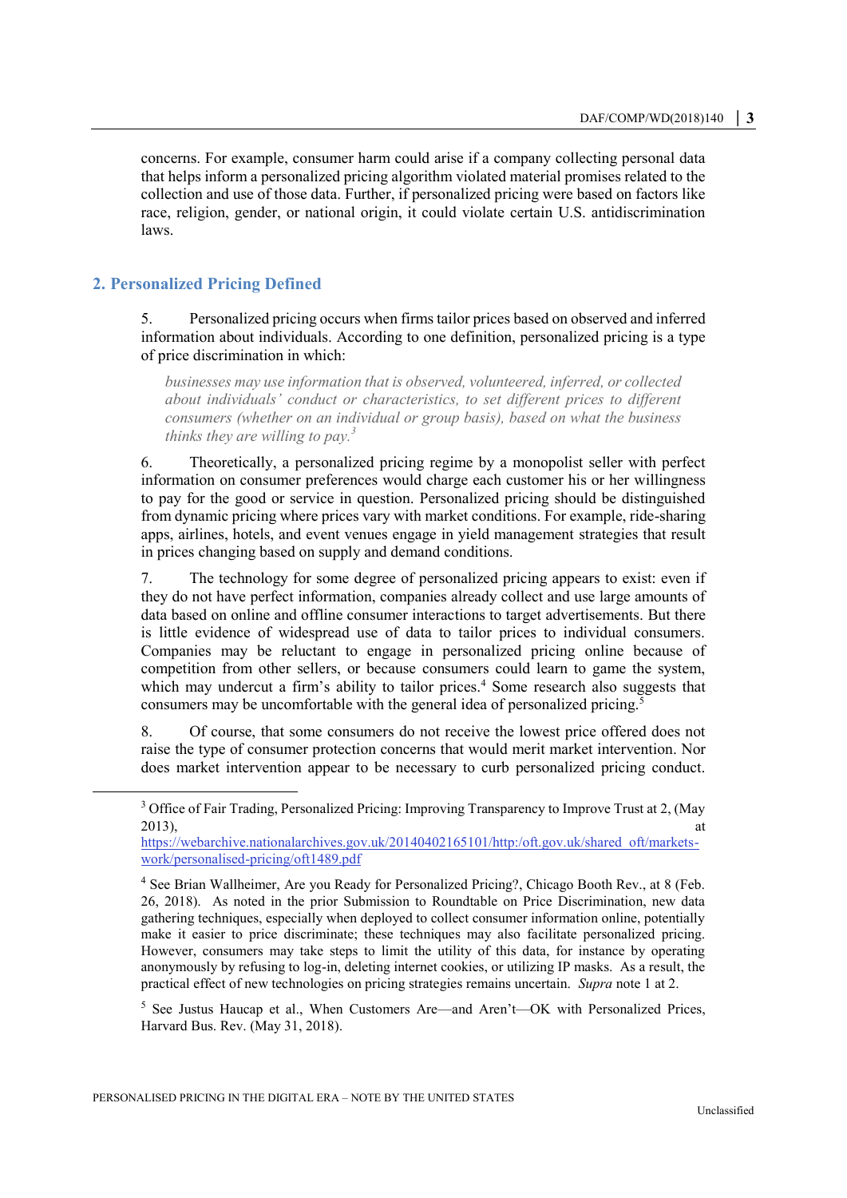concerns. For example, consumer harm could arise if a company collecting personal data that helps inform a personalized pricing algorithm violated material promises related to the collection and use of those data. Further, if personalized pricing were based on factors like race, religion, gender, or national origin, it could violate certain U.S. antidiscrimination laws.

## 2. Personalized Pricing Defined

5. Personalized pricing occurs when firms tailor prices based on observed and inferred information about individuals. According to one definition, personalized pricing is a type of price discrimination in which:

> *businesses may use information that is observed, volunteered, inferred, or collected about individuals' conduct or characteristics, to set different prices to different consumers (whether on an individual or group basis), based on what the business thinks they are willing to pay.*[3]

6. Theoretically, a personalized pricing regime by a monopolist seller with perfect information on consumer preferences would charge each customer his or her willingness to pay for the good or service in question. Personalized pricing should be distinguished from dynamic pricing where prices vary with market conditions. For example, ride-sharing apps, airlines, hotels, and event venues engage in yield management strategies that result in prices changing based on supply and demand conditions.

7. The technology for some degree of personalized pricing appears to exist: even if they do not have perfect information, companies already collect and use large amounts of data based on online and offline consumer interactions to target advertisements. But there is little evidence of widespread use of data to tailor prices to individual consumers. Companies may be reluctant to engage in personalized pricing online because of competition from other sellers, or because consumers could learn to game the system, which may undercut a firm's ability to tailor prices.[4] Some research also suggests that consumers may be uncomfortable with the general idea of personalized pricing.[5]

8. Of course, that some consumers do not receive the lowest price offered does not raise the type of consumer protection concerns that would merit market intervention. Nor does market intervention appear to be necessary to curb personalized pricing conduct.

---

[3] Office of Fair Trading, Personalized Pricing: Improving Transparency to Improve Trust at 2, (May 2013), at https://webarchive.nationalarchives.gov.uk/20140402165101/http:/oft.gov.uk/shared_oft/markets-work/personalised-pricing/oft1489.pdf

[4] See Brian Wallheimer, Are you Ready for Personalized Pricing?, Chicago Booth Rev., at 8 (Feb. 26, 2018). As noted in the prior Submission to Roundtable on Price Discrimination, new data gathering techniques, especially when deployed to collect consumer information online, potentially make it easier to price discriminate; these techniques may also facilitate personalized pricing. However, consumers may take steps to limit the utility of this data, for instance by operating anonymously by refusing to log-in, deleting internet cookies, or utilizing IP masks. As a result, the practical effect of new technologies on pricing strategies remains uncertain. *Supra* note 1 at 2.

[5] See Justus Haucap et al., When Customers Are—and Aren't—OK with Personalized Prices, Harvard Bus. Rev. (May 31, 2018).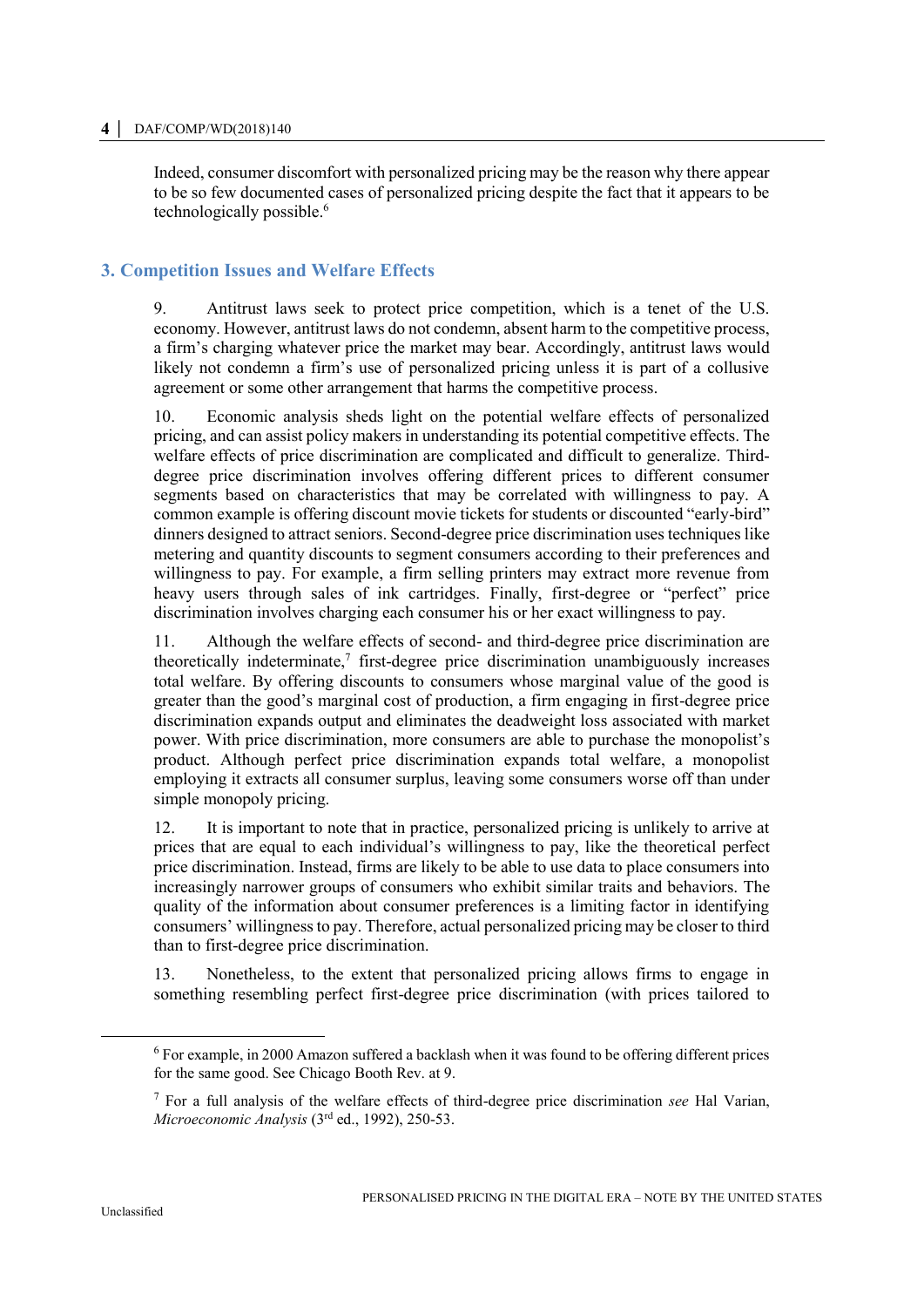Indeed, consumer discomfort with personalized pricing may be the reason why there appear to be so few documented cases of personalized pricing despite the fact that it appears to be technologically possible.[6]

## 3. Competition Issues and Welfare Effects

9. Antitrust laws seek to protect price competition, which is a tenet of the U.S. economy. However, antitrust laws do not condemn, absent harm to the competitive process, a firm's charging whatever price the market may bear. Accordingly, antitrust laws would likely not condemn a firm's use of personalized pricing unless it is part of a collusive agreement or some other arrangement that harms the competitive process.

10. Economic analysis sheds light on the potential welfare effects of personalized pricing, and can assist policy makers in understanding its potential competitive effects. The welfare effects of price discrimination are complicated and difficult to generalize. Third-degree price discrimination involves offering different prices to different consumer segments based on characteristics that may be correlated with willingness to pay. A common example is offering discount movie tickets for students or discounted "early-bird" dinners designed to attract seniors. Second-degree price discrimination uses techniques like metering and quantity discounts to segment consumers according to their preferences and willingness to pay. For example, a firm selling printers may extract more revenue from heavy users through sales of ink cartridges. Finally, first-degree or "perfect" price discrimination involves charging each consumer his or her exact willingness to pay.

11. Although the welfare effects of second- and third-degree price discrimination are theoretically indeterminate,[7] first-degree price discrimination unambiguously increases total welfare. By offering discounts to consumers whose marginal value of the good is greater than the good's marginal cost of production, a firm engaging in first-degree price discrimination expands output and eliminates the deadweight loss associated with market power. With price discrimination, more consumers are able to purchase the monopolist's product. Although perfect price discrimination expands total welfare, a monopolist employing it extracts all consumer surplus, leaving some consumers worse off than under simple monopoly pricing.

12. It is important to note that in practice, personalized pricing is unlikely to arrive at prices that are equal to each individual's willingness to pay, like the theoretical perfect price discrimination. Instead, firms are likely to be able to use data to place consumers into increasingly narrower groups of consumers who exhibit similar traits and behaviors. The quality of the information about consumer preferences is a limiting factor in identifying consumers' willingness to pay. Therefore, actual personalized pricing may be closer to third than to first-degree price discrimination.

13. Nonetheless, to the extent that personalized pricing allows firms to engage in something resembling perfect first-degree price discrimination (with prices tailored to

---

[6] For example, in 2000 Amazon suffered a backlash when it was found to be offering different prices for the same good. See Chicago Booth Rev. at 9.

[7] For a full analysis of the welfare effects of third-degree price discrimination *see* Hal Varian, *Microeconomic Analysis* (3rd ed., 1992), 250-53.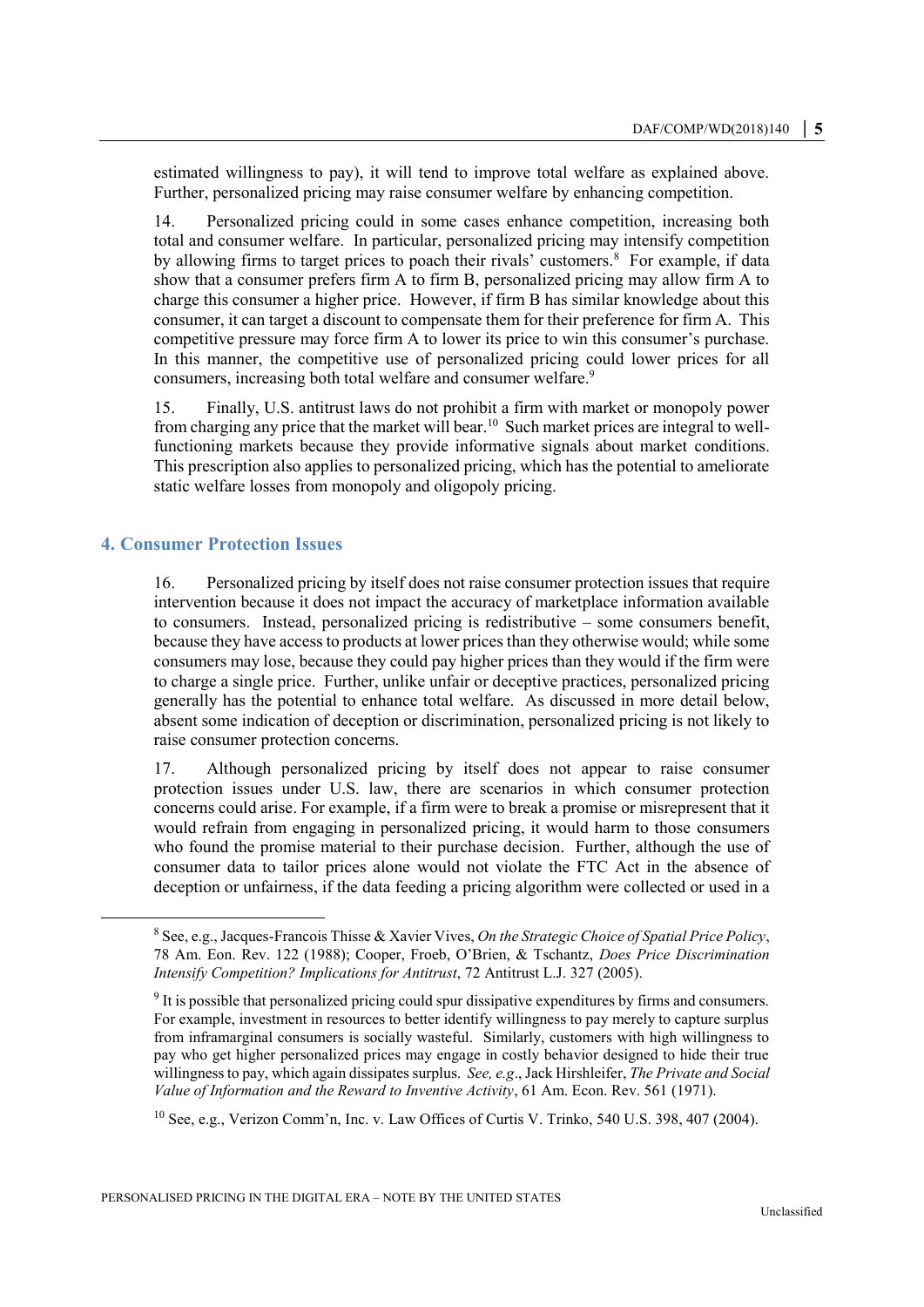estimated willingness to pay), it will tend to improve total welfare as explained above. Further, personalized pricing may raise consumer welfare by enhancing competition.

14. Personalized pricing could in some cases enhance competition, increasing both total and consumer welfare. In particular, personalized pricing may intensify competition by allowing firms to target prices to poach their rivals' customers.[8] For example, if data show that a consumer prefers firm A to firm B, personalized pricing may allow firm A to charge this consumer a higher price. However, if firm B has similar knowledge about this consumer, it can target a discount to compensate them for their preference for firm A. This competitive pressure may force firm A to lower its price to win this consumer's purchase. In this manner, the competitive use of personalized pricing could lower prices for all consumers, increasing both total welfare and consumer welfare.[9]

15. Finally, U.S. antitrust laws do not prohibit a firm with market or monopoly power from charging any price that the market will bear.[10] Such market prices are integral to well-functioning markets because they provide informative signals about market conditions. This prescription also applies to personalized pricing, which has the potential to ameliorate static welfare losses from monopoly and oligopoly pricing.

## 4. Consumer Protection Issues

16. Personalized pricing by itself does not raise consumer protection issues that require intervention because it does not impact the accuracy of marketplace information available to consumers. Instead, personalized pricing is redistributive – some consumers benefit, because they have access to products at lower prices than they otherwise would; while some consumers may lose, because they could pay higher prices than they would if the firm were to charge a single price. Further, unlike unfair or deceptive practices, personalized pricing generally has the potential to enhance total welfare. As discussed in more detail below, absent some indication of deception or discrimination, personalized pricing is not likely to raise consumer protection concerns.

17. Although personalized pricing by itself does not appear to raise consumer protection issues under U.S. law, there are scenarios in which consumer protection concerns could arise. For example, if a firm were to break a promise or misrepresent that it would refrain from engaging in personalized pricing, it would harm to those consumers who found the promise material to their purchase decision. Further, although the use of consumer data to tailor prices alone would not violate the FTC Act in the absence of deception or unfairness, if the data feeding a pricing algorithm were collected or used in a

---

[8] See, e.g., Jacques-Francois Thisse & Xavier Vives, *On the Strategic Choice of Spatial Price Policy*, 78 Am. Eon. Rev. 122 (1988); Cooper, Froeb, O'Brien, & Tschantz, *Does Price Discrimination Intensify Competition? Implications for Antitrust*, 72 Antitrust L.J. 327 (2005).

[9] It is possible that personalized pricing could spur dissipative expenditures by firms and consumers. For example, investment in resources to better identify willingness to pay merely to capture surplus from inframarginal consumers is socially wasteful. Similarly, customers with high willingness to pay who get higher personalized prices may engage in costly behavior designed to hide their true willingness to pay, which again dissipates surplus. *See, e.g.*, Jack Hirshleifer, *The Private and Social Value of Information and the Reward to Inventive Activity*, 61 Am. Econ. Rev. 561 (1971).

[10] See, e.g., Verizon Comm'n, Inc. v. Law Offices of Curtis V. Trinko, 540 U.S. 398, 407 (2004).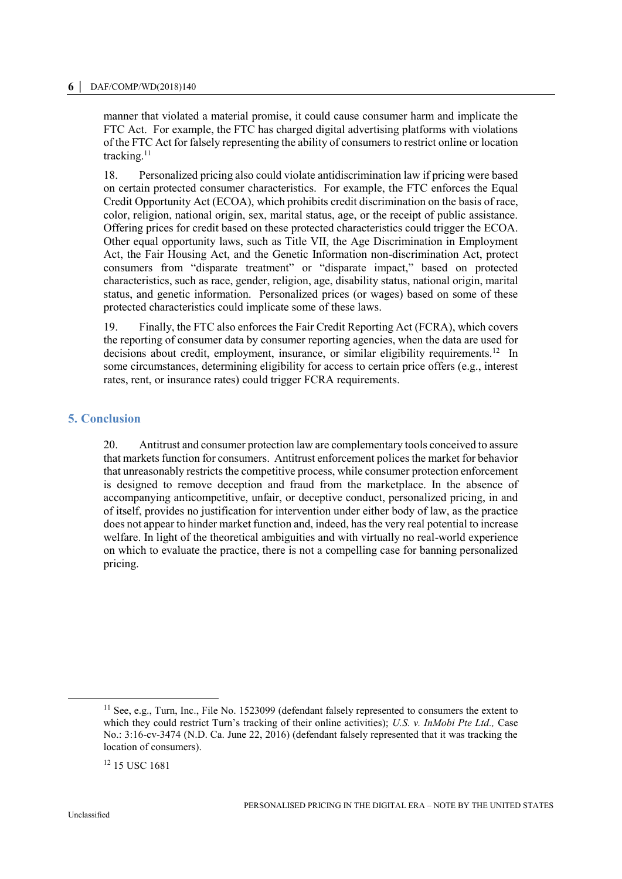manner that violated a material promise, it could cause consumer harm and implicate the FTC Act. For example, the FTC has charged digital advertising platforms with violations of the FTC Act for falsely representing the ability of consumers to restrict online or location tracking.[11]

18. Personalized pricing also could violate antidiscrimination law if pricing were based on certain protected consumer characteristics. For example, the FTC enforces the Equal Credit Opportunity Act (ECOA), which prohibits credit discrimination on the basis of race, color, religion, national origin, sex, marital status, age, or the receipt of public assistance. Offering prices for credit based on these protected characteristics could trigger the ECOA. Other equal opportunity laws, such as Title VII, the Age Discrimination in Employment Act, the Fair Housing Act, and the Genetic Information non-discrimination Act, protect consumers from "disparate treatment" or "disparate impact," based on protected characteristics, such as race, gender, religion, age, disability status, national origin, marital status, and genetic information. Personalized prices (or wages) based on some of these protected characteristics could implicate some of these laws.

19. Finally, the FTC also enforces the Fair Credit Reporting Act (FCRA), which covers the reporting of consumer data by consumer reporting agencies, when the data are used for decisions about credit, employment, insurance, or similar eligibility requirements.[12] In some circumstances, determining eligibility for access to certain price offers (e.g., interest rates, rent, or insurance rates) could trigger FCRA requirements.

## 5. Conclusion

20. Antitrust and consumer protection law are complementary tools conceived to assure that markets function for consumers. Antitrust enforcement polices the market for behavior that unreasonably restricts the competitive process, while consumer protection enforcement is designed to remove deception and fraud from the marketplace. In the absence of accompanying anticompetitive, unfair, or deceptive conduct, personalized pricing, in and of itself, provides no justification for intervention under either body of law, as the practice does not appear to hinder market function and, indeed, has the very real potential to increase welfare. In light of the theoretical ambiguities and with virtually no real-world experience on which to evaluate the practice, there is not a compelling case for banning personalized pricing.

---

[11] See, e.g., Turn, Inc., File No. 1523099 (defendant falsely represented to consumers the extent to which they could restrict Turn's tracking of their online activities); *U.S. v. InMobi Pte Ltd.,* Case No.: 3:16-cv-3474 (N.D. Ca. June 22, 2016) (defendant falsely represented that it was tracking the location of consumers).

[12] 15 USC 1681